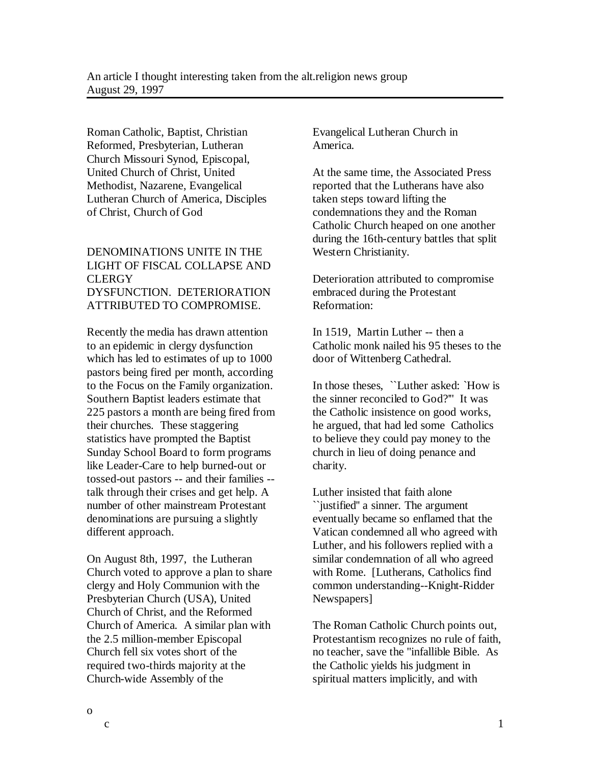An article I thought interesting taken from the alt.religion news group
August 29, 1997

---

Roman Catholic, Baptist, Christian Reformed, Presbyterian, Lutheran Church Missouri Synod, Episcopal, United Church of Christ, United Methodist, Nazarene, Evangelical Lutheran Church of America, Disciples of Christ, Church of God

## DENOMINATIONS UNITE IN THE LIGHT OF FISCAL COLLAPSE AND CLERGY DYSFUNCTION. DETERIORATION ATTRIBUTED TO COMPROMISE.

Recently the media has drawn attention to an epidemic in clergy dysfunction which has led to estimates of up to 1000 pastors being fired per month, according to the Focus on the Family organization. Southern Baptist leaders estimate that 225 pastors a month are being fired from their churches. These staggering statistics have prompted the Baptist Sunday School Board to form programs like Leader-Care to help burned-out or tossed-out pastors -- and their families -- talk through their crises and get help. A number of other mainstream Protestant denominations are pursuing a slightly different approach.

On August 8th, 1997, the Lutheran Church voted to approve a plan to share clergy and Holy Communion with the Presbyterian Church (USA), United Church of Christ, and the Reformed Church of America. A similar plan with the 2.5 million-member Episcopal Church fell six votes short of the required two-thirds majority at the Church-wide Assembly of the Evangelical Lutheran Church in America.

At the same time, the Associated Press reported that the Lutherans have also taken steps toward lifting the condemnations they and the Roman Catholic Church heaped on one another during the 16th-century battles that split Western Christianity.

Deterioration attributed to compromise embraced during the Protestant Reformation:

In 1519, Martin Luther -- then a Catholic monk nailed his 95 theses to the door of Wittenberg Cathedral.

In those theses, ``Luther asked: `How is the sinner reconciled to God?''' It was the Catholic insistence on good works, he argued, that had led some Catholics to believe they could pay money to the church in lieu of doing penance and charity.

Luther insisted that faith alone ``justified'' a sinner. The argument eventually became so enflamed that the Vatican condemned all who agreed with Luther, and his followers replied with a similar condemnation of all who agreed with Rome. [Lutherans, Catholics find common understanding--Knight-Ridder Newspapers]

The Roman Catholic Church points out, Protestantism recognizes no rule of faith, no teacher, save the "infallible Bible. As the Catholic yields his judgment in spiritual matters implicitly, and with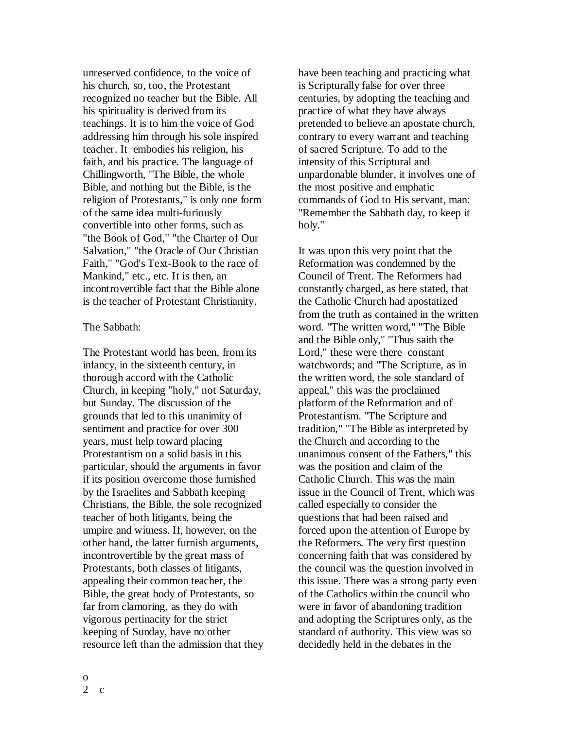unreserved confidence, to the voice of his church, so, too, the Protestant recognized no teacher but the Bible. All his spirituality is derived from its teachings. It is to him the voice of God addressing him through his sole inspired teacher. It embodies his religion, his faith, and his practice. The language of Chillingworth, "The Bible, the whole Bible, and nothing but the Bible, is the religion of Protestants," is only one form of the same idea multi-furiously convertible into other forms, such as "the Book of God," "the Charter of Our Salvation," "the Oracle of Our Christian Faith," "God's Text-Book to the race of Mankind," etc., etc. It is then, an incontrovertible fact that the Bible alone is the teacher of Protestant Christianity.

The Sabbath:

The Protestant world has been, from its infancy, in the sixteenth century, in thorough accord with the Catholic Church, in keeping "holy," not Saturday, but Sunday. The discussion of the grounds that led to this unanimity of sentiment and practice for over 300 years, must help toward placing Protestantism on a solid basis in this particular, should the arguments in favor if its position overcome those furnished by the Israelites and Sabbath keeping Christians, the Bible, the sole recognized teacher of both litigants, being the umpire and witness. If, however, on the other hand, the latter furnish arguments, incontrovertible by the great mass of Protestants, both classes of litigants, appealing their common teacher, the Bible, the great body of Protestants, so far from clamoring, as they do with vigorous pertinacity for the strict keeping of Sunday, have no other resource left than the admission that they have been teaching and practicing what is Scripturally false for over three centuries, by adopting the teaching and practice of what they have always pretended to believe an apostate church, contrary to every warrant and teaching of sacred Scripture. To add to the intensity of this Scriptural and unpardonable blunder, it involves one of the most positive and emphatic commands of God to His servant, man: "Remember the Sabbath day, to keep it holy."

It was upon this very point that the Reformation was condemned by the Council of Trent. The Reformers had constantly charged, as here stated, that the Catholic Church had apostatized from the truth as contained in the written word. "The written word," "The Bible and the Bible only," "Thus saith the Lord," these were there constant watchwords; and "The Scripture, as in the written word, the sole standard of appeal," this was the proclaimed platform of the Reformation and of Protestantism. "The Scripture and tradition," "The Bible as interpreted by the Church and according to the unanimous consent of the Fathers," this was the position and claim of the Catholic Church. This was the main issue in the Council of Trent, which was called especially to consider the questions that had been raised and forced upon the attention of Europe by the Reformers. The very first question concerning faith that was considered by the council was the question involved in this issue. There was a strong party even of the Catholics within the council who were in favor of abandoning tradition and adopting the Scriptures only, as the standard of authority. This view was so decidedly held in the debates in the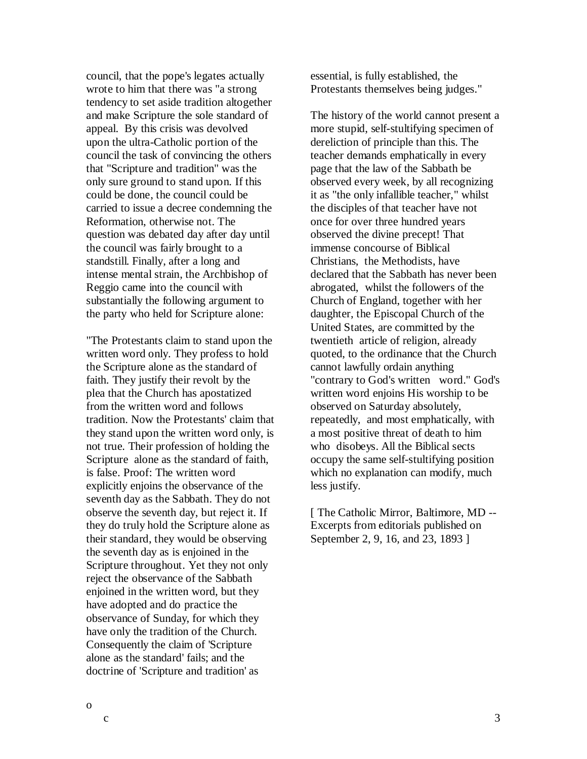council, that the pope's legates actually wrote to him that there was "a strong tendency to set aside tradition altogether and make Scripture the sole standard of appeal. By this crisis was devolved upon the ultra-Catholic portion of the council the task of convincing the others that "Scripture and tradition" was the only sure ground to stand upon. If this could be done, the council could be carried to issue a decree condemning the Reformation, otherwise not. The question was debated day after day until the council was fairly brought to a standstill. Finally, after a long and intense mental strain, the Archbishop of Reggio came into the council with substantially the following argument to the party who held for Scripture alone:

"The Protestants claim to stand upon the written word only. They profess to hold the Scripture alone as the standard of faith. They justify their revolt by the plea that the Church has apostatized from the written word and follows tradition. Now the Protestants' claim that they stand upon the written word only, is not true. Their profession of holding the Scripture alone as the standard of faith, is false. Proof: The written word explicitly enjoins the observance of the seventh day as the Sabbath. They do not observe the seventh day, but reject it. If they do truly hold the Scripture alone as their standard, they would be observing the seventh day as is enjoined in the Scripture throughout. Yet they not only reject the observance of the Sabbath enjoined in the written word, but they have adopted and do practice the observance of Sunday, for which they have only the tradition of the Church. Consequently the claim of 'Scripture alone as the standard' fails; and the doctrine of 'Scripture and tradition' as essential, is fully established, the Protestants themselves being judges."

The history of the world cannot present a more stupid, self-stultifying specimen of dereliction of principle than this. The teacher demands emphatically in every page that the law of the Sabbath be observed every week, by all recognizing it as "the only infallible teacher," whilst the disciples of that teacher have not once for over three hundred years observed the divine precept! That immense concourse of Biblical Christians, the Methodists, have declared that the Sabbath has never been abrogated, whilst the followers of the Church of England, together with her daughter, the Episcopal Church of the United States, are committed by the twentieth article of religion, already quoted, to the ordinance that the Church cannot lawfully ordain anything "contrary to God's written word." God's written word enjoins His worship to be observed on Saturday absolutely, repeatedly, and most emphatically, with a most positive threat of death to him who disobeys. All the Biblical sects occupy the same self-stultifying position which no explanation can modify, much less justify.

[ The Catholic Mirror, Baltimore, MD -- Excerpts from editorials published on September 2, 9, 16, and 23, 1893 ]